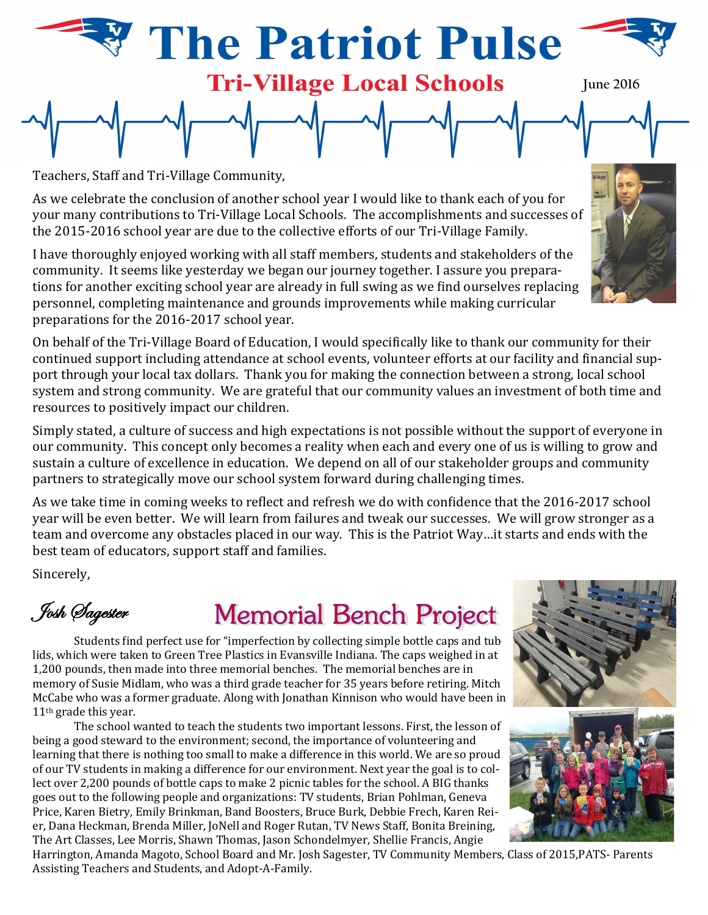# The Patriot Pulse

## Tri-Village Local Schools

June 2016

Teachers, Staff and Tri-Village Community,

As we celebrate the conclusion of another school year I would like to thank each of you for your many contributions to Tri-Village Local Schools. The accomplishments and successes of the 2015-2016 school year are due to the collective efforts of our Tri-Village Family.

I have thoroughly enjoyed working with all staff members, students and stakeholders of the community. It seems like yesterday we began our journey together. I assure you preparations for another exciting school year are already in full swing as we find ourselves replacing personnel, completing maintenance and grounds improvements while making curricular preparations for the 2016-2017 school year.

On behalf of the Tri-Village Board of Education, I would specifically like to thank our community for their continued support including attendance at school events, volunteer efforts at our facility and financial support through your local tax dollars. Thank you for making the connection between a strong, local school system and strong community. We are grateful that our community values an investment of both time and resources to positively impact our children.

Simply stated, a culture of success and high expectations is not possible without the support of everyone in our community. This concept only becomes a reality when each and every one of us is willing to grow and sustain a culture of excellence in education. We depend on all of our stakeholder groups and community partners to strategically move our school system forward during challenging times.

As we take time in coming weeks to reflect and refresh we do with confidence that the 2016-2017 school year will be even better. We will learn from failures and tweak our successes. We will grow stronger as a team and overcome any obstacles placed in our way. This is the Patriot Way…it starts and ends with the best team of educators, support staff and families.

Sincerely,

*Josh Sagester*

## Memorial Bench Project

Students find perfect use for "imperfection by collecting simple bottle caps and tub lids, which were taken to Green Tree Plastics in Evansville Indiana. The caps weighed in at 1,200 pounds, then made into three memorial benches. The memorial benches are in memory of Susie Midlam, who was a third grade teacher for 35 years before retiring. Mitch McCabe who was a former graduate. Along with Jonathan Kinnison who would have been in 11th grade this year.

The school wanted to teach the students two important lessons. First, the lesson of being a good steward to the environment; second, the importance of volunteering and learning that there is nothing too small to make a difference in this world. We are so proud of our TV students in making a difference for our environment. Next year the goal is to collect over 2,200 pounds of bottle caps to make 2 picnic tables for the school. A BIG thanks goes out to the following people and organizations: TV students, Brian Pohlman, Geneva Price, Karen Bietry, Emily Brinkman, Band Boosters, Bruce Burk, Debbie Frech, Karen Reier, Dana Heckman, Brenda Miller, JoNell and Roger Rutan, TV News Staff, Bonita Breining, The Art Classes, Lee Morris, Shawn Thomas, Jason Schondelmyer, Shellie Francis, Angie Harrington, Amanda Magoto, School Board and Mr. Josh Sagester, TV Community Members, Class of 2015,PATS- Parents Assisting Teachers and Students, and Adopt-A-Family.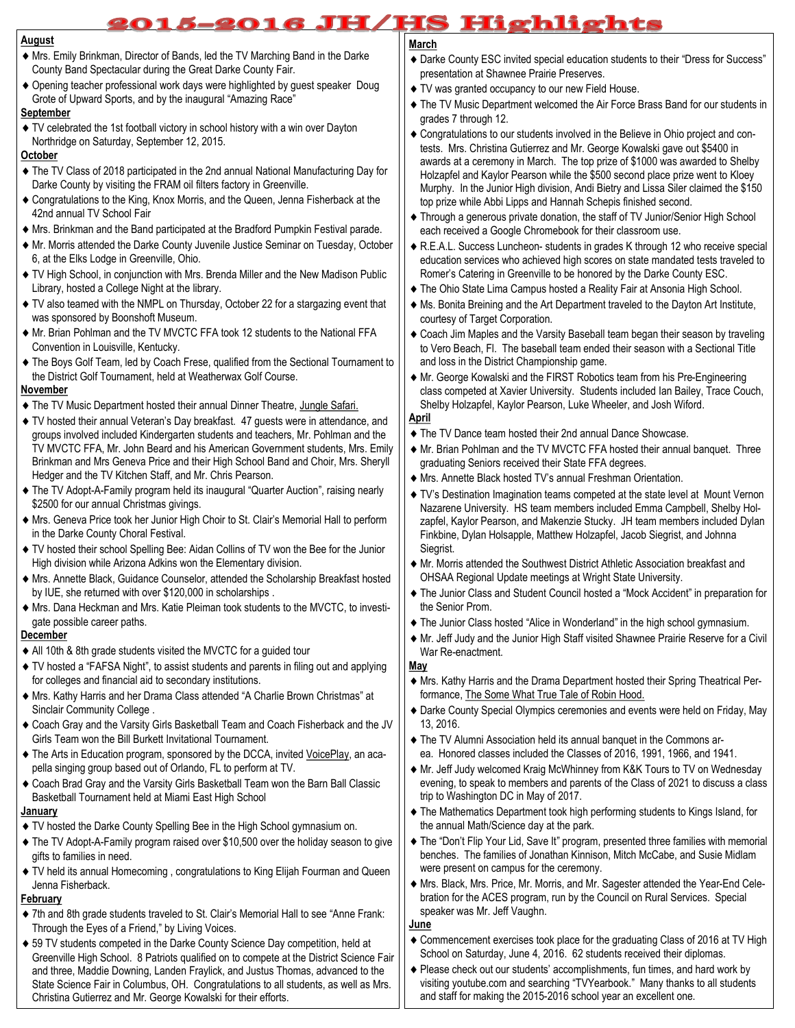# 2015-2016 JH/HS Highlights

**August**

- Mrs. Emily Brinkman, Director of Bands, led the TV Marching Band in the Darke County Band Spectacular during the Great Darke County Fair.
- Opening teacher professional work days were highlighted by guest speaker Doug Grote of Upward Sports, and by the inaugural "Amazing Race"

**September**

- TV celebrated the 1st football victory in school history with a win over Dayton Northridge on Saturday, September 12, 2015.

**October**

- The TV Class of 2018 participated in the 2nd annual National Manufacturing Day for Darke County by visiting the FRAM oil filters factory in Greenville.
- Congratulations to the King, Knox Morris, and the Queen, Jenna Fisherback at the 42nd annual TV School Fair
- Mrs. Brinkman and the Band participated at the Bradford Pumpkin Festival parade.
- Mr. Morris attended the Darke County Juvenile Justice Seminar on Tuesday, October 6, at the Elks Lodge in Greenville, Ohio.
- TV High School, in conjunction with Mrs. Brenda Miller and the New Madison Public Library, hosted a College Night at the library.
- TV also teamed with the NMPL on Thursday, October 22 for a stargazing event that was sponsored by Boonshoft Museum.
- Mr. Brian Pohlman and the TV MVCTC FFA took 12 students to the National FFA Convention in Louisville, Kentucky.
- The Boys Golf Team, led by Coach Frese, qualified from the Sectional Tournament to the District Golf Tournament, held at Weatherwax Golf Course.

**November**

- The TV Music Department hosted their annual Dinner Theatre, Jungle Safari.
- TV hosted their annual Veteran's Day breakfast. 47 guests were in attendance, and groups involved included Kindergarten students and teachers, Mr. Pohlman and the TV MVCTC FFA, Mr. John Beard and his American Government students, Mrs. Emily Brinkman and Mrs Geneva Price and their High School Band and Choir, Mrs. Sheryll Hedger and the TV Kitchen Staff, and Mr. Chris Pearson.
- The TV Adopt-A-Family program held its inaugural "Quarter Auction", raising nearly $2500 for our annual Christmas givings.
- Mrs. Geneva Price took her Junior High Choir to St. Clair's Memorial Hall to perform in the Darke County Choral Festival.
- TV hosted their school Spelling Bee: Aidan Collins of TV won the Bee for the Junior High division while Arizona Adkins won the Elementary division.
- Mrs. Annette Black, Guidance Counselor, attended the Scholarship Breakfast hosted by IUE, she returned with over $120,000 in scholarships .
- Mrs. Dana Heckman and Mrs. Katie Pleiman took students to the MVCTC, to investigate possible career paths.

**December**

- All 10th & 8th grade students visited the MVCTC for a guided tour
- TV hosted a "FAFSA Night", to assist students and parents in filing out and applying for colleges and financial aid to secondary institutions.
- Mrs. Kathy Harris and her Drama Class attended "A Charlie Brown Christmas" at Sinclair Community College .
- Coach Gray and the Varsity Girls Basketball Team and Coach Fisherback and the JV Girls Team won the Bill Burkett Invitational Tournament.
- The Arts in Education program, sponsored by the DCCA, invited VoicePlay, an acapella singing group based out of Orlando, FL to perform at TV.
- Coach Brad Gray and the Varsity Girls Basketball Team won the Barn Ball Classic Basketball Tournament held at Miami East High School

**January**

- TV hosted the Darke County Spelling Bee in the High School gymnasium on.
- The TV Adopt-A-Family program raised over $10,500 over the holiday season to give gifts to families in need.
- TV held its annual Homecoming , congratulations to King Elijah Fourman and Queen Jenna Fisherback.

**February**

- 7th and 8th grade students traveled to St. Clair's Memorial Hall to see "Anne Frank: Through the Eyes of a Friend," by Living Voices.
- 59 TV students competed in the Darke County Science Day competition, held at Greenville High School. 8 Patriots qualified on to compete at the District Science Fair and three, Maddie Downing, Landen Fraylick, and Justus Thomas, advanced to the State Science Fair in Columbus, OH. Congratulations to all students, as well as Mrs. Christina Gutierrez and Mr. George Kowalski for their efforts.

**March**

- Darke County ESC invited special education students to their "Dress for Success" presentation at Shawnee Prairie Preserves.
- TV was granted occupancy to our new Field House.
- The TV Music Department welcomed the Air Force Brass Band for our students in grades 7 through 12.
- Congratulations to our students involved in the Believe in Ohio project and contests. Mrs. Christina Gutierrez and Mr. George Kowalski gave out $5400 in awards at a ceremony in March. The top prize of $1000 was awarded to Shelby Holzapfel and Kaylor Pearson while the $500 second place prize went to Kloey Murphy. In the Junior High division, Andi Bietry and Lissa Siler claimed the $150 top prize while Abbi Lipps and Hannah Schepis finished second.
- Through a generous private donation, the staff of TV Junior/Senior High School each received a Google Chromebook for their classroom use.
- R.E.A.L. Success Luncheon- students in grades K through 12 who receive special education services who achieved high scores on state mandated tests traveled to Romer's Catering in Greenville to be honored by the Darke County ESC.
- The Ohio State Lima Campus hosted a Reality Fair at Ansonia High School.
- Ms. Bonita Breining and the Art Department traveled to the Dayton Art Institute, courtesy of Target Corporation.
- Coach Jim Maples and the Varsity Baseball team began their season by traveling to Vero Beach, Fl. The baseball team ended their season with a Sectional Title and loss in the District Championship game.
- Mr. George Kowalski and the FIRST Robotics team from his Pre-Engineering class competed at Xavier University. Students included Ian Bailey, Trace Couch, Shelby Holzapfel, Kaylor Pearson, Luke Wheeler, and Josh Wiford.

**April**

- The TV Dance team hosted their 2nd annual Dance Showcase.
- Mr. Brian Pohlman and the TV MVCTC FFA hosted their annual banquet. Three graduating Seniors received their State FFA degrees.
- Mrs. Annette Black hosted TV's annual Freshman Orientation.
- TV's Destination Imagination teams competed at the state level at Mount Vernon Nazarene University. HS team members included Emma Campbell, Shelby Holzapfel, Kaylor Pearson, and Makenzie Stucky. JH team members included Dylan Finkbine, Dylan Holsapple, Matthew Holzapfel, Jacob Siegrist, and Johnna Siegrist.
- Mr. Morris attended the Southwest District Athletic Association breakfast and OHSAA Regional Update meetings at Wright State University.
- The Junior Class and Student Council hosted a "Mock Accident" in preparation for the Senior Prom.
- The Junior Class hosted "Alice in Wonderland" in the high school gymnasium.
- Mr. Jeff Judy and the Junior High Staff visited Shawnee Prairie Reserve for a Civil War Re-enactment.

**May**

- Mrs. Kathy Harris and the Drama Department hosted their Spring Theatrical Performance, The Some What True Tale of Robin Hood.
- Darke County Special Olympics ceremonies and events were held on Friday, May 13, 2016.
- The TV Alumni Association held its annual banquet in the Commons area. Honored classes included the Classes of 2016, 1991, 1966, and 1941.
- Mr. Jeff Judy welcomed Kraig McWhinney from K&K Tours to TV on Wednesday evening, to speak to members and parents of the Class of 2021 to discuss a class trip to Washington DC in May of 2017.
- The Mathematics Department took high performing students to Kings Island, for the annual Math/Science day at the park.
- The "Don't Flip Your Lid, Save It" program, presented three families with memorial benches. The families of Jonathan Kinnison, Mitch McCabe, and Susie Midlam were present on campus for the ceremony.
- Mrs. Black, Mrs. Price, Mr. Morris, and Mr. Sagester attended the Year-End Celebration for the ACES program, run by the Council on Rural Services. Special speaker was Mr. Jeff Vaughn.

**June**

- Commencement exercises took place for the graduating Class of 2016 at TV High School on Saturday, June 4, 2016. 62 students received their diplomas.
- Please check out our students' accomplishments, fun times, and hard work by visiting youtube.com and searching "TVYearbook." Many thanks to all students and staff for making the 2015-2016 school year an excellent one.